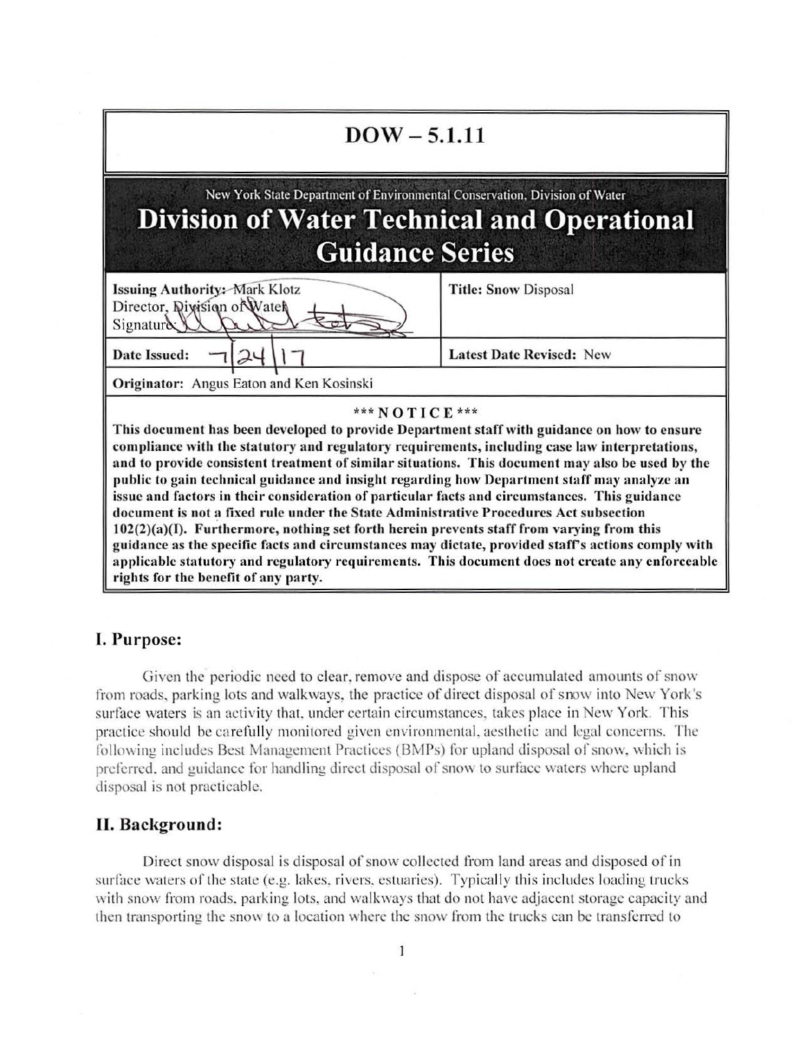# DOW – 5.1.11

New York State Department of Environmental Conservation, Division of Water

## Division of Water Technical and Operational Guidance Series

| **Issuing Authority:** Mark Klotz<br>Director, Division of Water<br>Signature: | **Title:** Snow Disposal |
| --- | --- |
| **Date Issued:** 7/24/17 | **Latest Date Revised:** New |
| **Originator:** Angus Eaton and Ken Kosinski | |

**\*\*\* NOTICE \*\*\***

**This document has been developed to provide Department staff with guidance on how to ensure compliance with the statutory and regulatory requirements, including case law interpretations, and to provide consistent treatment of similar situations. This document may also be used by the public to gain technical guidance and insight regarding how Department staff may analyze an issue and factors in their consideration of particular facts and circumstances. This guidance document is not a fixed rule under the State Administrative Procedures Act subsection 102(2)(a)(I). Furthermore, nothing set forth herein prevents staff from varying from this guidance as the specific facts and circumstances may dictate, provided staff's actions comply with applicable statutory and regulatory requirements. This document does not create any enforceable rights for the benefit of any party.**

## I. Purpose:

Given the periodic need to clear, remove and dispose of accumulated amounts of snow from roads, parking lots and walkways, the practice of direct disposal of snow into New York's surface waters is an activity that, under certain circumstances, takes place in New York. This practice should be carefully monitored given environmental, aesthetic and legal concerns. The following includes Best Management Practices (BMPs) for upland disposal of snow, which is preferred, and guidance for handling direct disposal of snow to surface waters where upland disposal is not practicable.

## II. Background:

Direct snow disposal is disposal of snow collected from land areas and disposed of in surface waters of the state (e.g. lakes, rivers, estuaries). Typically this includes loading trucks with snow from roads, parking lots, and walkways that do not have adjacent storage capacity and then transporting the snow to a location where the snow from the trucks can be transferred to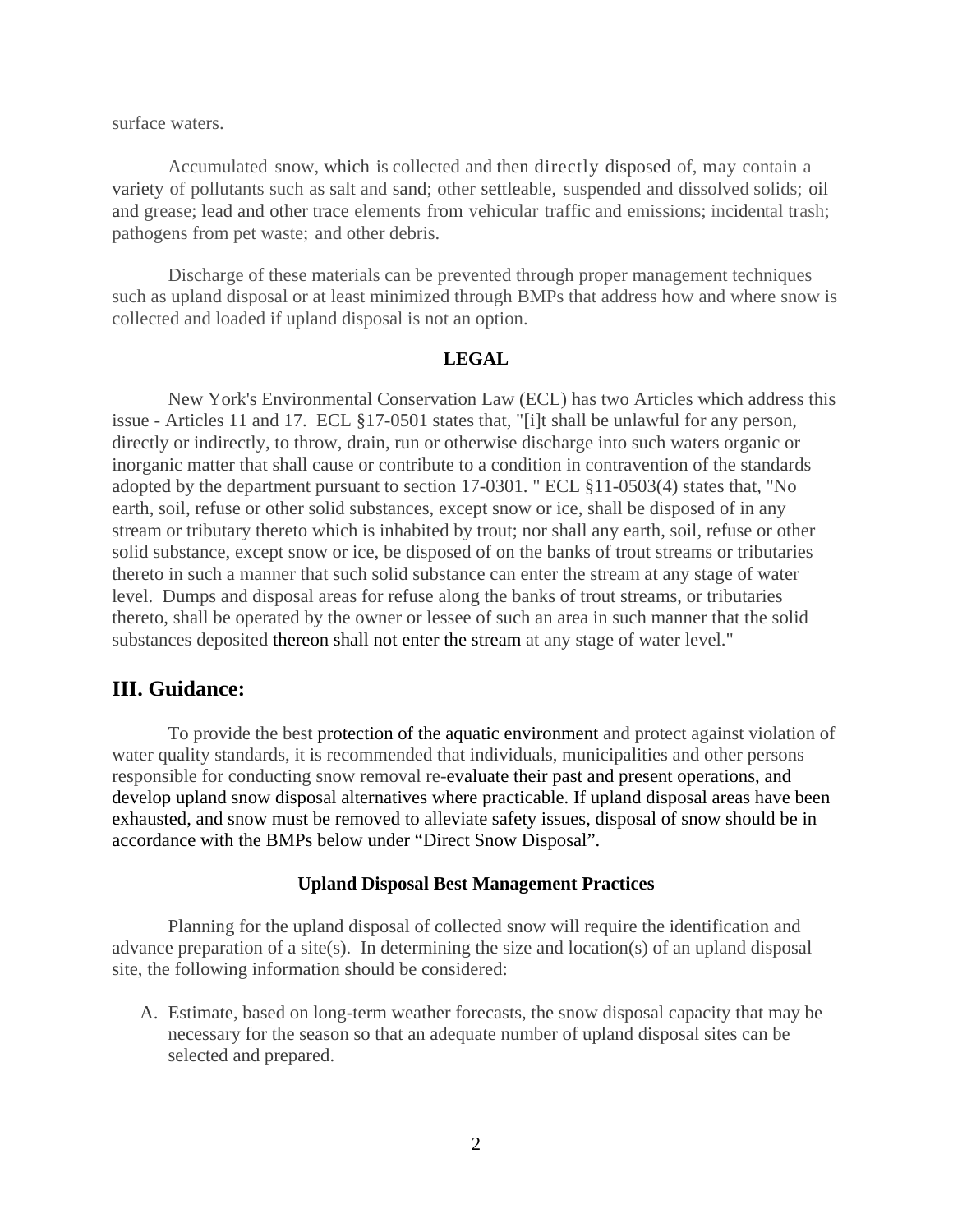surface waters.

Accumulated snow, which is collected and then directly disposed of, may contain a variety of pollutants such as salt and sand; other settleable, suspended and dissolved solids; oil and grease; lead and other trace elements from vehicular traffic and emissions; incidental trash; pathogens from pet waste; and other debris.

Discharge of these materials can be prevented through proper management techniques such as upland disposal or at least minimized through BMPs that address how and where snow is collected and loaded if upland disposal is not an option.

**LEGAL**

New York's Environmental Conservation Law (ECL) has two Articles which address this issue - Articles 11 and 17. ECL §17-0501 states that, "[i]t shall be unlawful for any person, directly or indirectly, to throw, drain, run or otherwise discharge into such waters organic or inorganic matter that shall cause or contribute to a condition in contravention of the standards adopted by the department pursuant to section 17-0301. " ECL §11-0503(4) states that, "No earth, soil, refuse or other solid substances, except snow or ice, shall be disposed of in any stream or tributary thereto which is inhabited by trout; nor shall any earth, soil, refuse or other solid substance, except snow or ice, be disposed of on the banks of trout streams or tributaries thereto in such a manner that such solid substance can enter the stream at any stage of water level. Dumps and disposal areas for refuse along the banks of trout streams, or tributaries thereto, shall be operated by the owner or lessee of such an area in such manner that the solid substances deposited thereon shall not enter the stream at any stage of water level."

## III. Guidance:

To provide the best protection of the aquatic environment and protect against violation of water quality standards, it is recommended that individuals, municipalities and other persons responsible for conducting snow removal re-evaluate their past and present operations, and develop upland snow disposal alternatives where practicable. If upland disposal areas have been exhausted, and snow must be removed to alleviate safety issues, disposal of snow should be in accordance with the BMPs below under "Direct Snow Disposal".

**Upland Disposal Best Management Practices**

Planning for the upland disposal of collected snow will require the identification and advance preparation of a site(s). In determining the size and location(s) of an upland disposal site, the following information should be considered:

A. Estimate, based on long-term weather forecasts, the snow disposal capacity that may be necessary for the season so that an adequate number of upland disposal sites can be selected and prepared.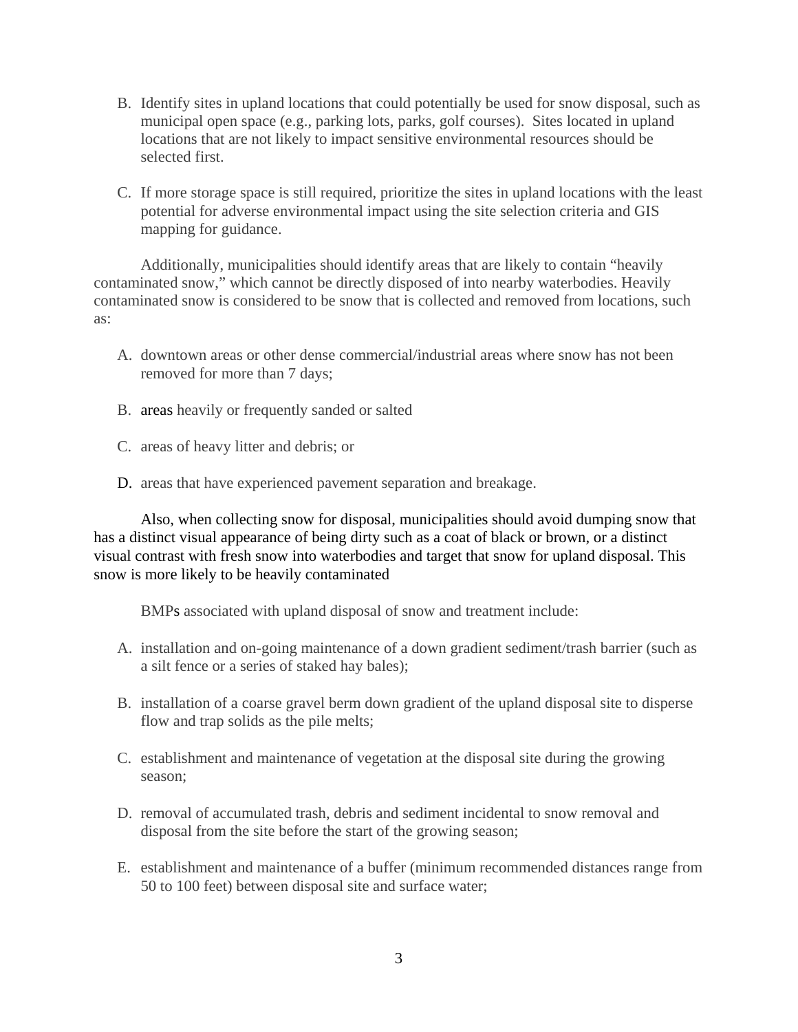B. Identify sites in upland locations that could potentially be used for snow disposal, such as municipal open space (e.g., parking lots, parks, golf courses). Sites located in upland locations that are not likely to impact sensitive environmental resources should be selected first.

C. If more storage space is still required, prioritize the sites in upland locations with the least potential for adverse environmental impact using the site selection criteria and GIS mapping for guidance.

Additionally, municipalities should identify areas that are likely to contain "heavily contaminated snow," which cannot be directly disposed of into nearby waterbodies. Heavily contaminated snow is considered to be snow that is collected and removed from locations, such as:

A. downtown areas or other dense commercial/industrial areas where snow has not been removed for more than 7 days;

B. areas heavily or frequently sanded or salted

C. areas of heavy litter and debris; or

D. areas that have experienced pavement separation and breakage.

Also, when collecting snow for disposal, municipalities should avoid dumping snow that has a distinct visual appearance of being dirty such as a coat of black or brown, or a distinct visual contrast with fresh snow into waterbodies and target that snow for upland disposal. This snow is more likely to be heavily contaminated

BMPs associated with upland disposal of snow and treatment include:

A. installation and on-going maintenance of a down gradient sediment/trash barrier (such as a silt fence or a series of staked hay bales);

B. installation of a coarse gravel berm down gradient of the upland disposal site to disperse flow and trap solids as the pile melts;

C. establishment and maintenance of vegetation at the disposal site during the growing season;

D. removal of accumulated trash, debris and sediment incidental to snow removal and disposal from the site before the start of the growing season;

E. establishment and maintenance of a buffer (minimum recommended distances range from 50 to 100 feet) between disposal site and surface water;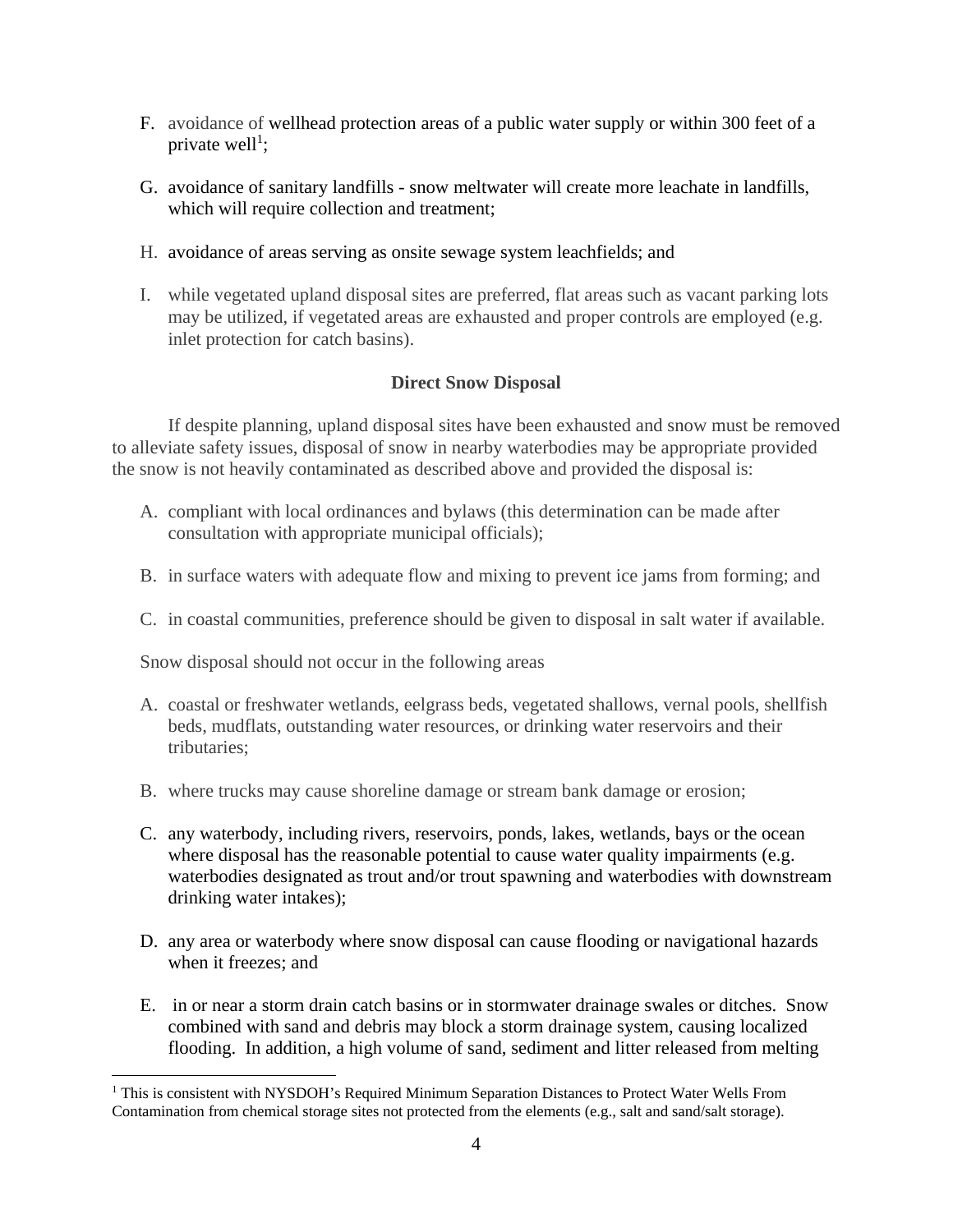F. avoidance of wellhead protection areas of a public water supply or within 300 feet of a private well[1];

G. avoidance of sanitary landfills - snow meltwater will create more leachate in landfills, which will require collection and treatment;

H. avoidance of areas serving as onsite sewage system leachfields; and

I. while vegetated upland disposal sites are preferred, flat areas such as vacant parking lots may be utilized, if vegetated areas are exhausted and proper controls are employed (e.g. inlet protection for catch basins).

**Direct Snow Disposal**

If despite planning, upland disposal sites have been exhausted and snow must be removed to alleviate safety issues, disposal of snow in nearby waterbodies may be appropriate provided the snow is not heavily contaminated as described above and provided the disposal is:

A. compliant with local ordinances and bylaws (this determination can be made after consultation with appropriate municipal officials);

B. in surface waters with adequate flow and mixing to prevent ice jams from forming; and

C. in coastal communities, preference should be given to disposal in salt water if available.

Snow disposal should not occur in the following areas

A. coastal or freshwater wetlands, eelgrass beds, vegetated shallows, vernal pools, shellfish beds, mudflats, outstanding water resources, or drinking water reservoirs and their tributaries;

B. where trucks may cause shoreline damage or stream bank damage or erosion;

C. any waterbody, including rivers, reservoirs, ponds, lakes, wetlands, bays or the ocean where disposal has the reasonable potential to cause water quality impairments (e.g. waterbodies designated as trout and/or trout spawning and waterbodies with downstream drinking water intakes);

D. any area or waterbody where snow disposal can cause flooding or navigational hazards when it freezes; and

E. in or near a storm drain catch basins or in stormwater drainage swales or ditches. Snow combined with sand and debris may block a storm drainage system, causing localized flooding. In addition, a high volume of sand, sediment and litter released from melting

[1] This is consistent with NYSDOH's Required Minimum Separation Distances to Protect Water Wells From Contamination from chemical storage sites not protected from the elements (e.g., salt and sand/salt storage).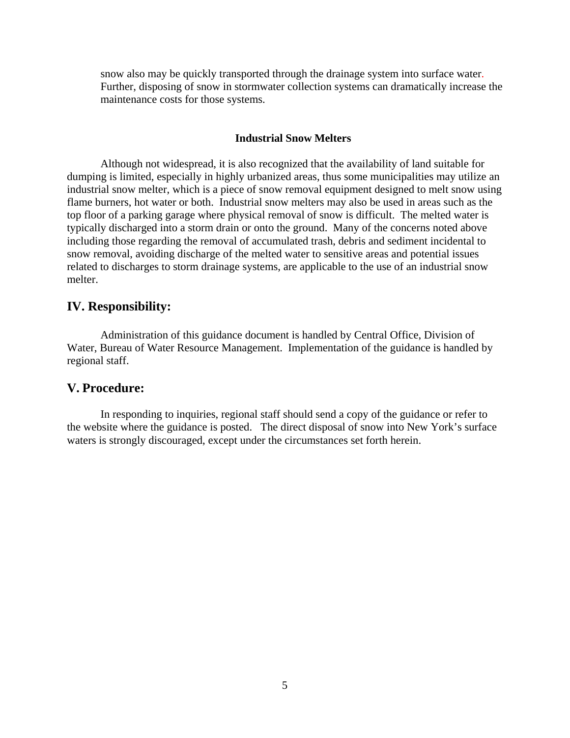snow also may be quickly transported through the drainage system into surface water. Further, disposing of snow in stormwater collection systems can dramatically increase the maintenance costs for those systems.

**Industrial Snow Melters**

Although not widespread, it is also recognized that the availability of land suitable for dumping is limited, especially in highly urbanized areas, thus some municipalities may utilize an industrial snow melter, which is a piece of snow removal equipment designed to melt snow using flame burners, hot water or both. Industrial snow melters may also be used in areas such as the top floor of a parking garage where physical removal of snow is difficult. The melted water is typically discharged into a storm drain or onto the ground. Many of the concerns noted above including those regarding the removal of accumulated trash, debris and sediment incidental to snow removal, avoiding discharge of the melted water to sensitive areas and potential issues related to discharges to storm drainage systems, are applicable to the use of an industrial snow melter.

## IV. Responsibility:

Administration of this guidance document is handled by Central Office, Division of Water, Bureau of Water Resource Management. Implementation of the guidance is handled by regional staff.

## V. Procedure:

In responding to inquiries, regional staff should send a copy of the guidance or refer to the website where the guidance is posted. The direct disposal of snow into New York's surface waters is strongly discouraged, except under the circumstances set forth herein.